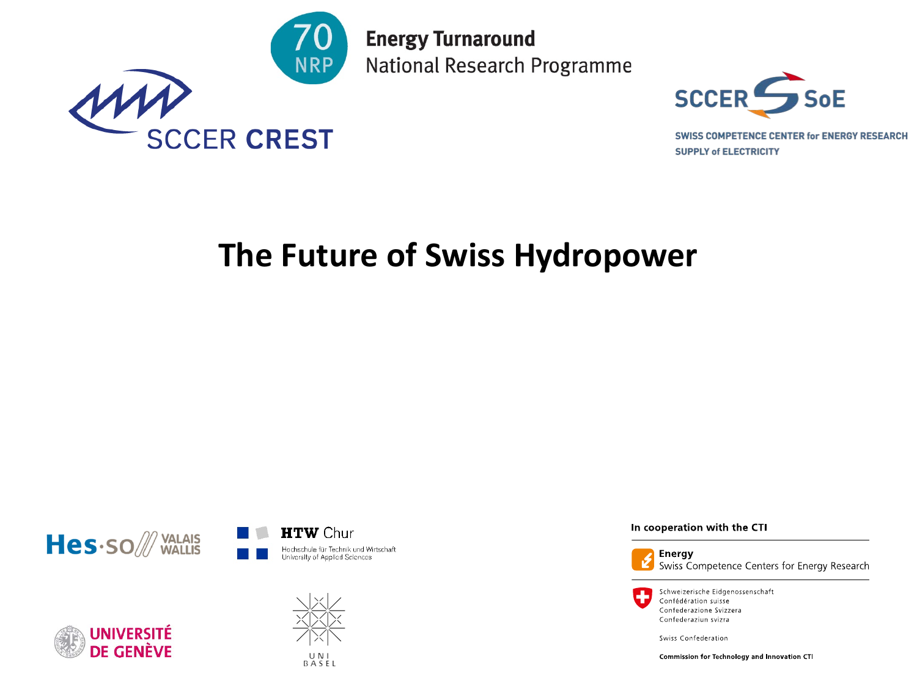70 NRP

**Energy Turnaround**
National Research Programme

SCCER CREST

SCCER SoE

SWISS COMPETENCE CENTER for ENERGY RESEARCH
SUPPLY of ELECTRICITY

# The Future of Swiss Hydropower

Hes·so VALAIS WALLIS

HTW Chur
Hochschule für Technik und Wirtschaft
University of Applied Sciences

UNIVERSITÉ DE GENÈVE

UNI BASEL

**In cooperation with the CTI**

**Energy**
Swiss Competence Centers for Energy Research

Schweizerische Eidgenossenschaft
Confédération suisse
Confederazione Svizzera
Confederaziun svizra

Swiss Confederation

**Commission for Technology and Innovation CTI**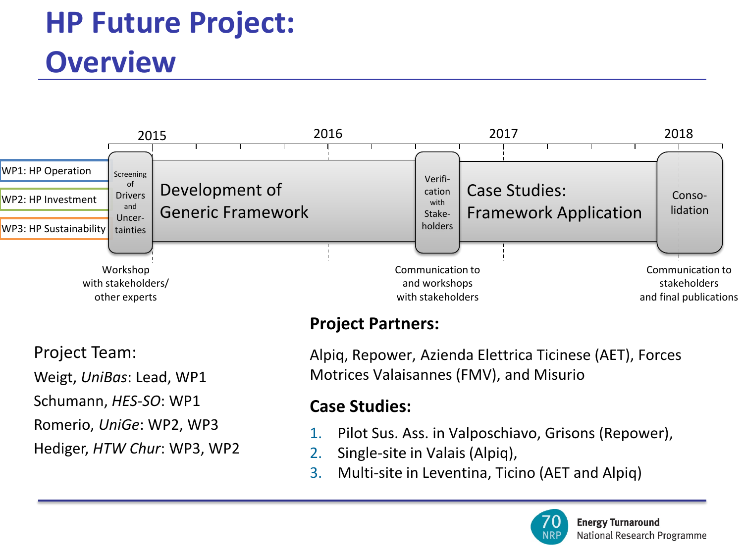# HP Future Project: Overview

| | 2015 | | 2016 | | 2017 | | 2018 |
|---|---|---|---|---|---|---|---|
| WP1: HP Operation<br>WP2: HP Investment<br>WP3: HP Sustainability | Screening of Drivers and Uncer-tainties | Development of Generic Framework | | Verifi-cation with Stake-holders | Case Studies: Framework Application | | Conso-lidation |
| | Workshop with stakeholders/ other experts | | | Communication to and workshops with stakeholders | | | Communication to stakeholders and final publications |

Project Team:

Weigt, *UniBas*: Lead, WP1

Schumann, *HES-SO*: WP1

Romerio, *UniGe*: WP2, WP3

Hediger, *HTW Chur*: WP3, WP2

**Project Partners:**

Alpiq, Repower, Azienda Elettrica Ticinese (AET), Forces Motrices Valaisannes (FMV), and Misurio

**Case Studies:**

1. Pilot Sus. Ass. in Valposchiavo, Grisons (Repower),
2. Single-site in Valais (Alpiq),
3. Multi-site in Leventina, Ticino (AET and Alpiq)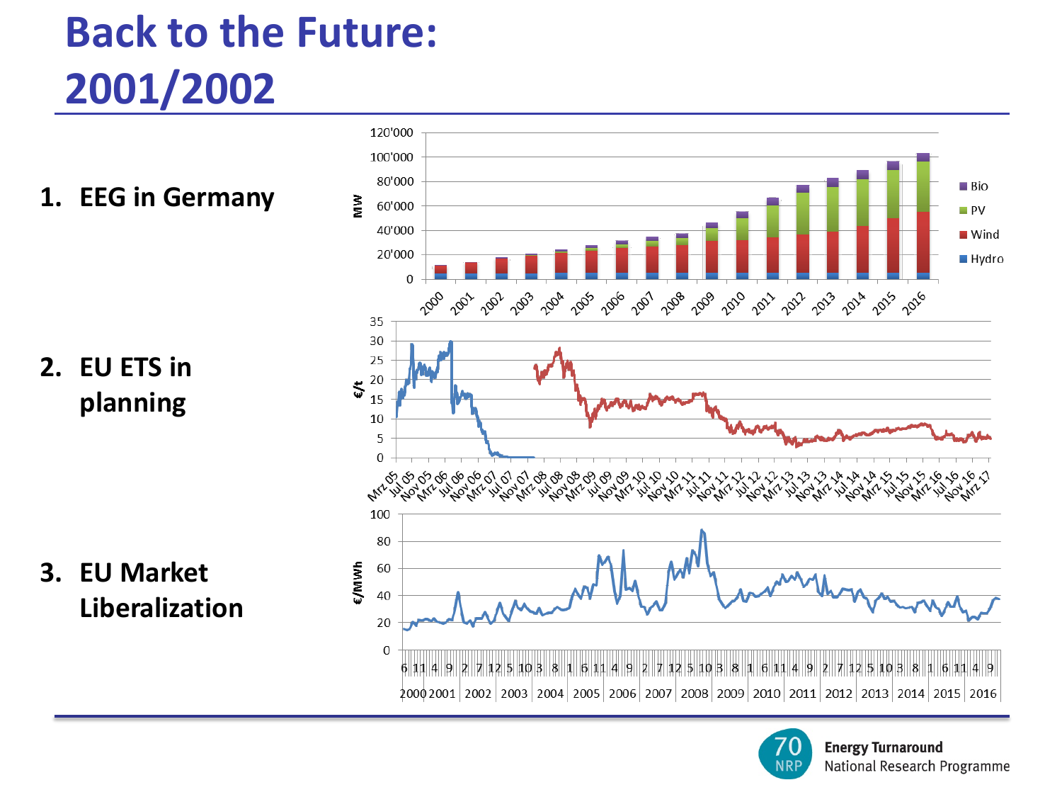# Back to the Future: 2001/2002

1. **EEG in Germany**
2. **EU ETS in planning**
3. **EU Market Liberalization**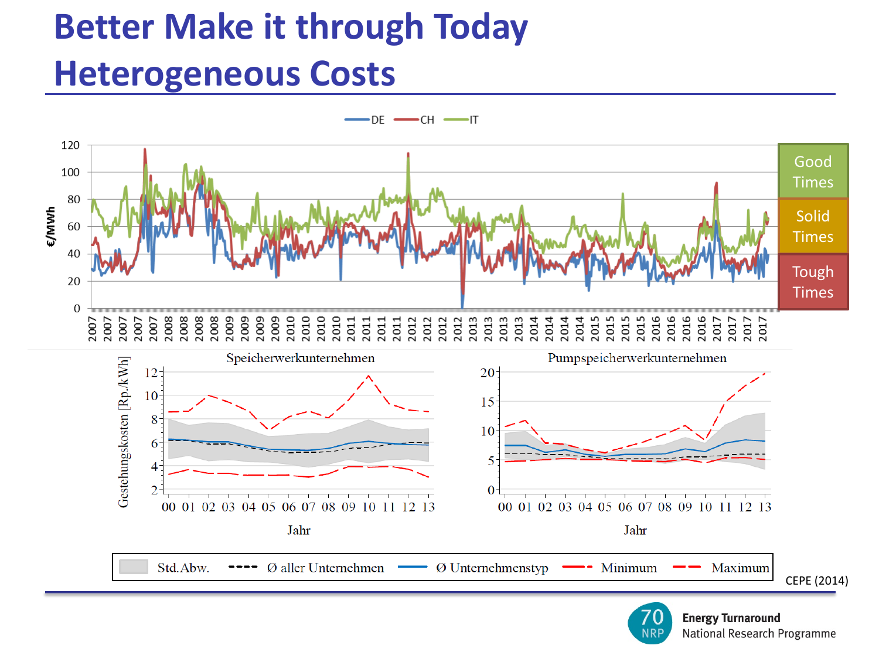# Better Make it through Today

## Heterogeneous Costs

DE CH IT

€/MWh

Good Times

Solid Times

Tough Times

Speicherwerkunternehmen

Pumpspeicherwerkunternehmen

Gestehungskosten [Rp./kWh]

Jahr

Std.Abw. Ø aller Unternehmen Ø Unternehmenstyp Minimum Maximum

CEPE (2014)

70 NRP Energy Turnaround National Research Programme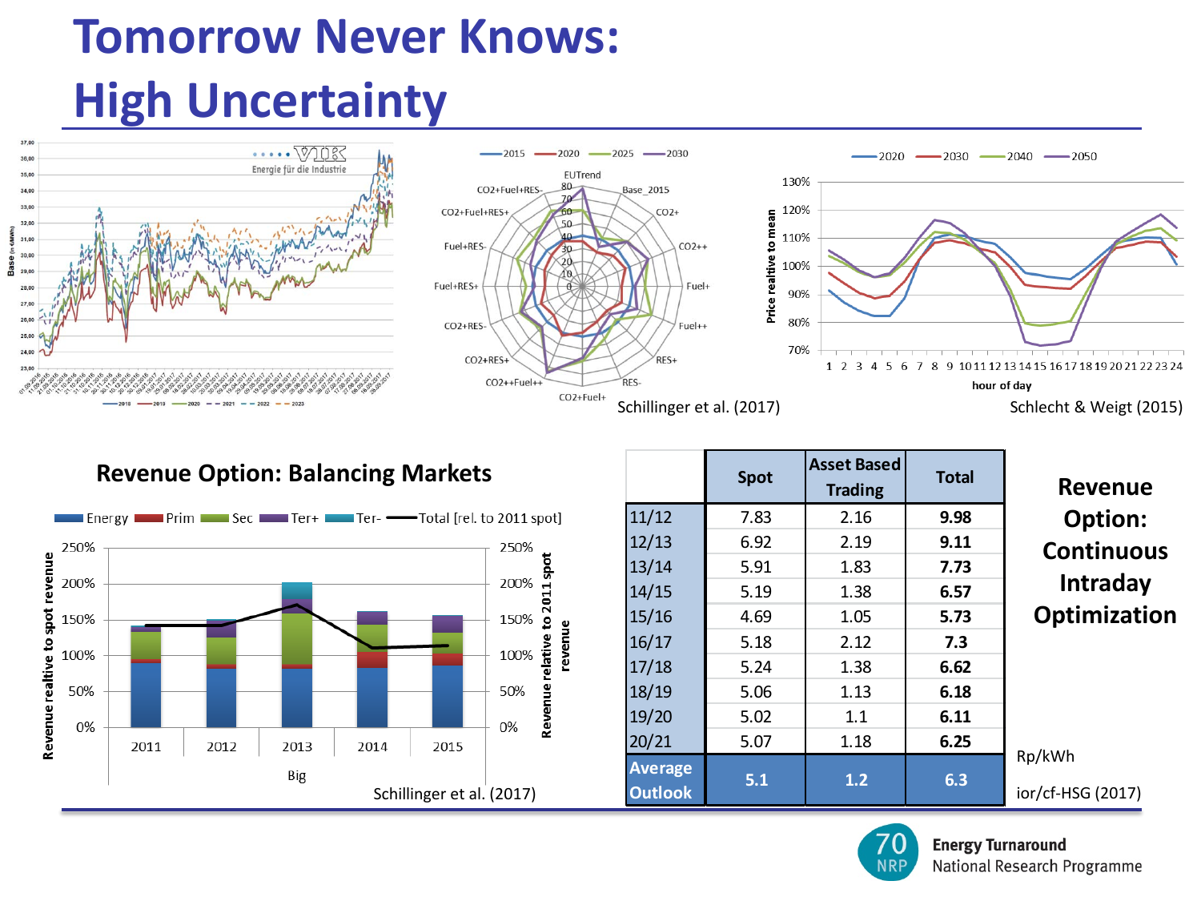# Tomorrow Never Knows: High Uncertainty

Schillinger et al. (2017)

Schlecht & Weigt (2015)

## Revenue Option: Balancing Markets

Schillinger et al. (2017)

|  | Spot | Asset Based Trading | Total |
|---|---|---|---|
| 11/12 | 7.83 | 2.16 | **9.98** |
| 12/13 | 6.92 | 2.19 | **9.11** |
| 13/14 | 5.91 | 1.83 | **7.73** |
| 14/15 | 5.19 | 1.38 | **6.57** |
| 15/16 | 4.69 | 1.05 | **5.73** |
| 16/17 | 5.18 | 2.12 | **7.3** |
| 17/18 | 5.24 | 1.38 | **6.62** |
| 18/19 | 5.06 | 1.13 | **6.18** |
| 19/20 | 5.02 | 1.1 | **6.11** |
| 20/21 | 5.07 | 1.18 | **6.25** |
| **Average Outlook** | **5.1** | **1.2** | **6.3** |

Rp/kWh

ior/cf-HSG (2017)

## Revenue Option: Continuous Intraday Optimization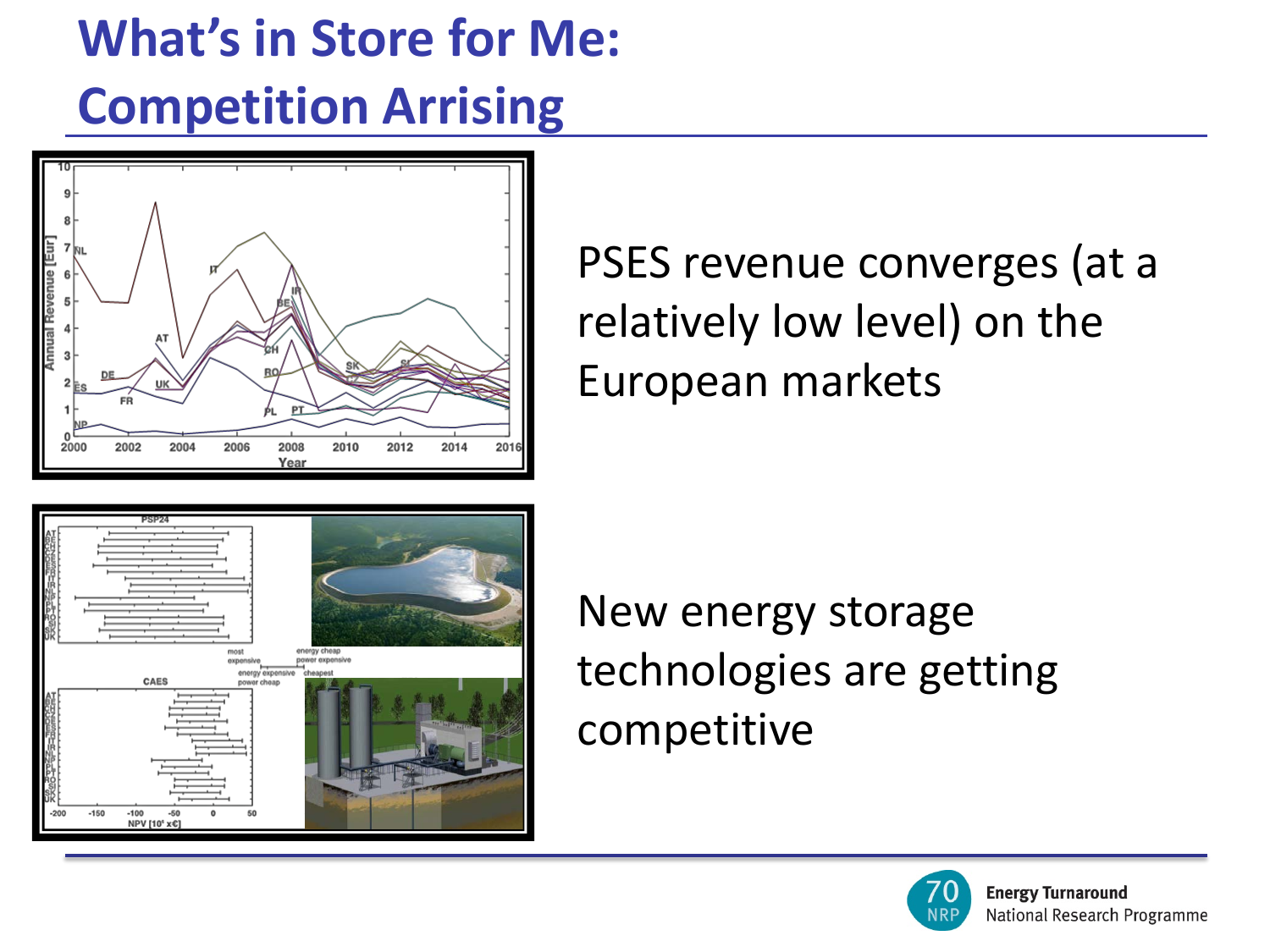# What's in Store for Me: Competition Arrising

PSES revenue converges (at a relatively low level) on the European markets

New energy storage technologies are getting competitive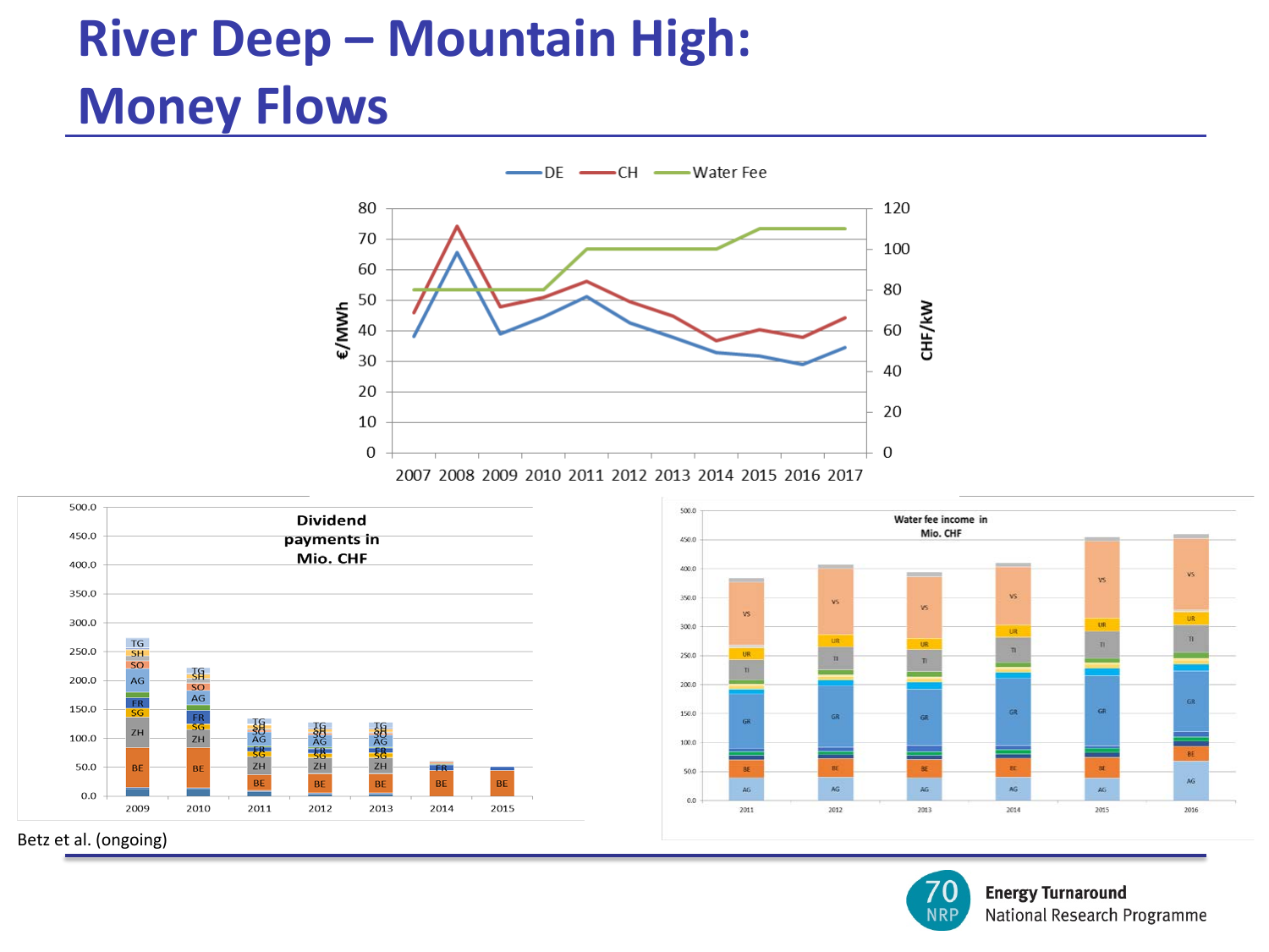# River Deep – Mountain High: Money Flows

Betz et al. (ongoing)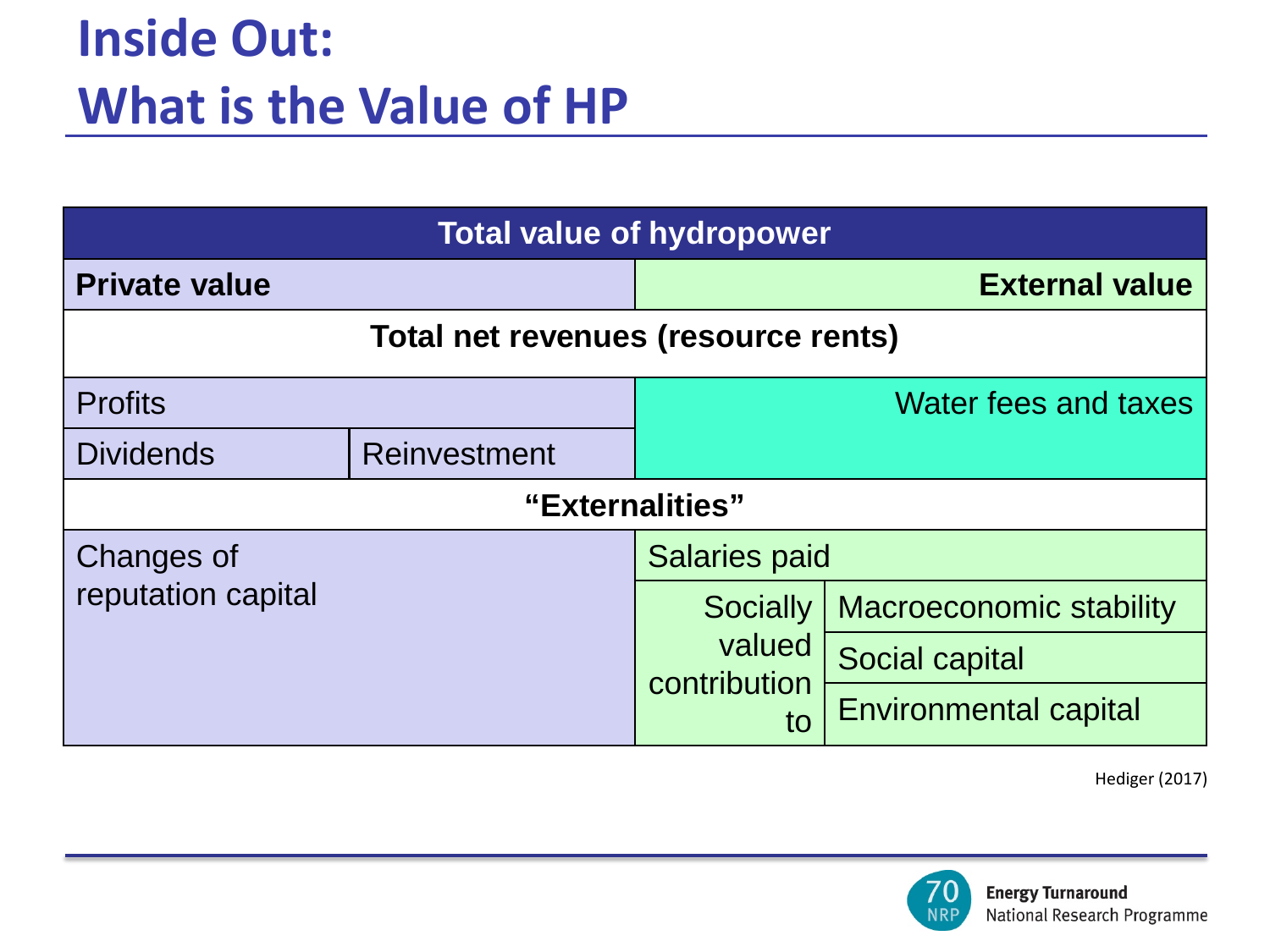# Inside Out: What is the Value of HP

| Total value of hydropower | | | |
|---|---|---|---|
| **Private value** | | **External value** | |
| **Total net revenues (resource rents)** | | | |
| Profits | | Water fees and taxes | |
| Dividends | Reinvestment | | |
| **“Externalities”** | | | |
| Changes of reputation capital | | Salaries paid | |
| | | Socially valued contribution to | Macroeconomic stability |
| | | | Social capital |
| | | | Environmental capital |

Hediger (2017)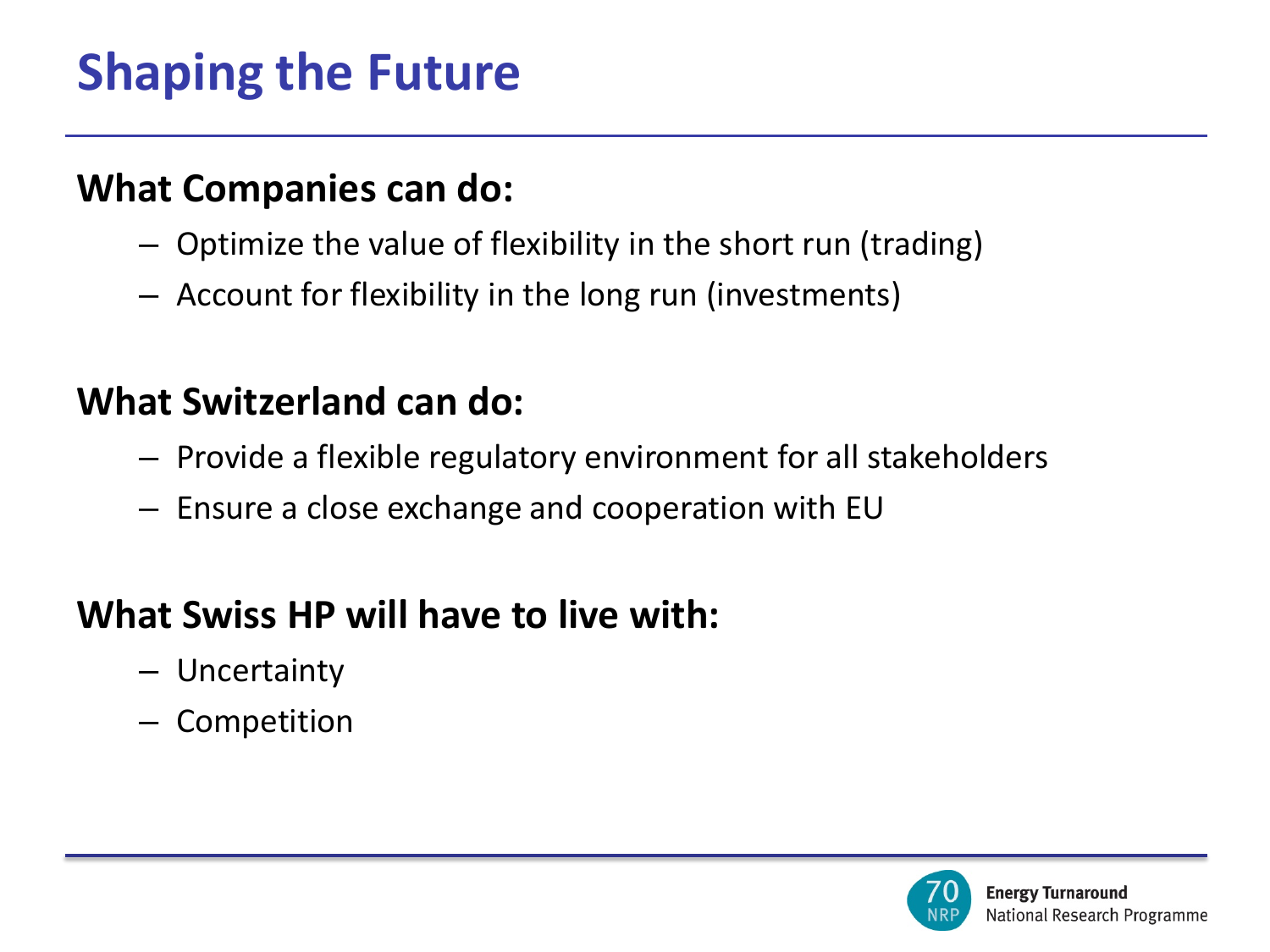# Shaping the Future

**What Companies can do:**

- Optimize the value of flexibility in the short run (trading)
- Account for flexibility in the long run (investments)

**What Switzerland can do:**

- Provide a flexible regulatory environment for all stakeholders
- Ensure a close exchange and cooperation with EU

**What Swiss HP will have to live with:**

- Uncertainty
- Competition